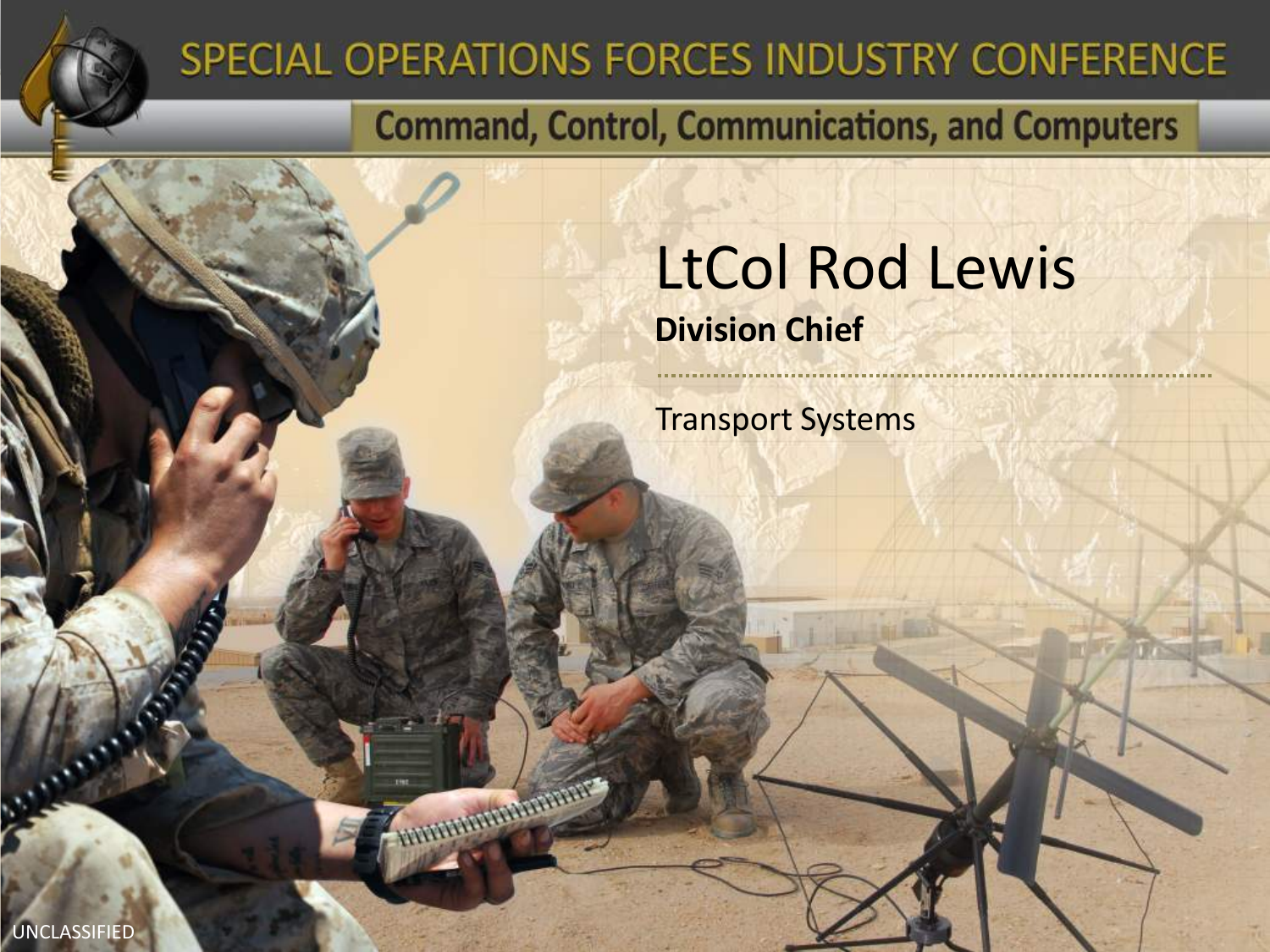# SPECIAL OPERATIONS FORCES INDUSTRY CONFERENCE

## Command, Control, Communications, and Computers

# LtCol Rod Lewis

**Division Chief**

Transport Systems

UNCLASSIFIED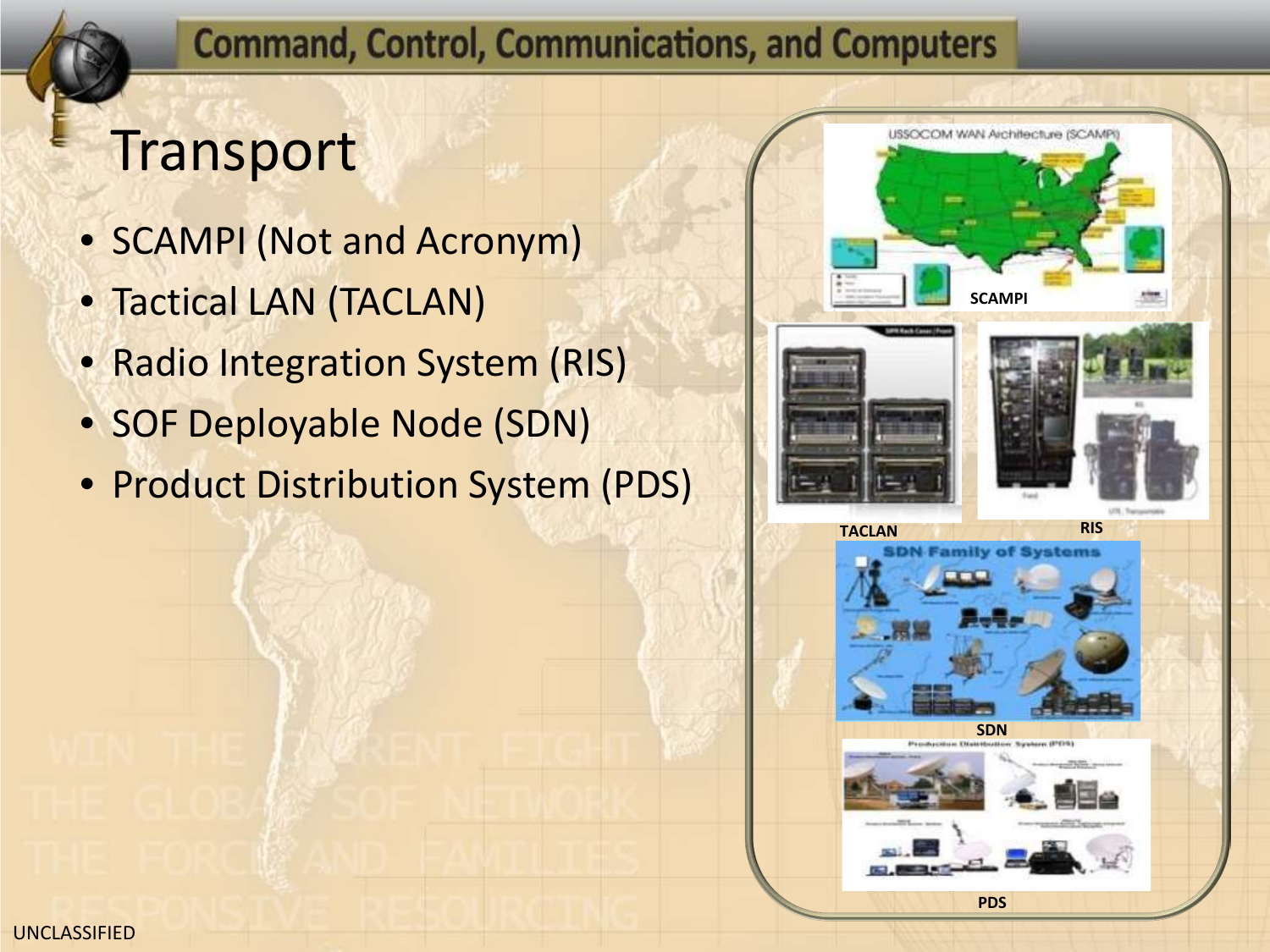## Command, Control, Communications, and Computers

# Transport

- SCAMPI (Not and Acronym)
- Tactical LAN (TACLAN)
- Radio Integration System (RIS)
- SOF Deployable Node (SDN)
- Product Distribution System (PDS)

SCAMPI

TACLAN

RIS

SDN

PDS

UNCLASSIFIED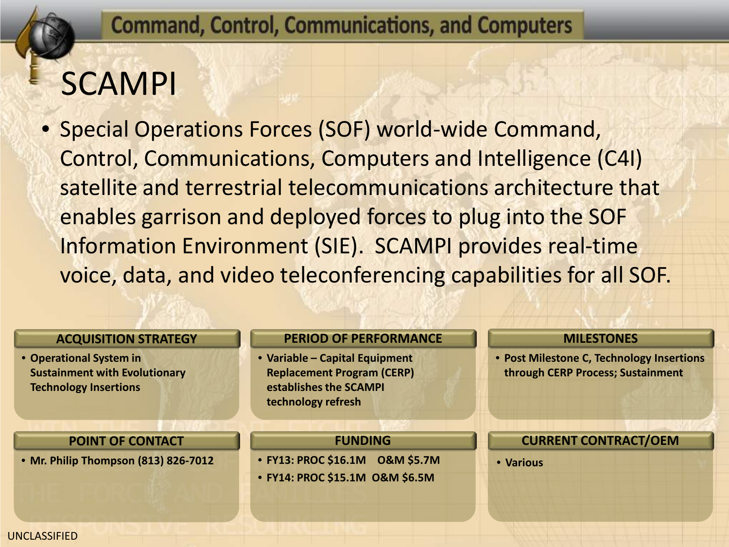Command, Control, Communications, and Computers

# SCAMPI

- Special Operations Forces (SOF) world-wide Command, Control, Communications, Computers and Intelligence (C4I) satellite and terrestrial telecommunications architecture that enables garrison and deployed forces to plug into the SOF Information Environment (SIE). SCAMPI provides real-time voice, data, and video teleconferencing capabilities for all SOF.

### ACQUISITION STRATEGY

- **Operational System in Sustainment with Evolutionary Technology Insertions**

### PERIOD OF PERFORMANCE

- **Variable – Capital Equipment Replacement Program (CERP) establishes the SCAMPI technology refresh**

### MILESTONES

- **Post Milestone C, Technology Insertions through CERP Process; Sustainment**

### POINT OF CONTACT

- **Mr. Philip Thompson (813) 826-7012**

### FUNDING

- **FY13: PROC $16.1M O&M $5.7M**
- **FY14: PROC $15.1M O&M $6.5M**

### CURRENT CONTRACT/OEM

- **Various**

UNCLASSIFIED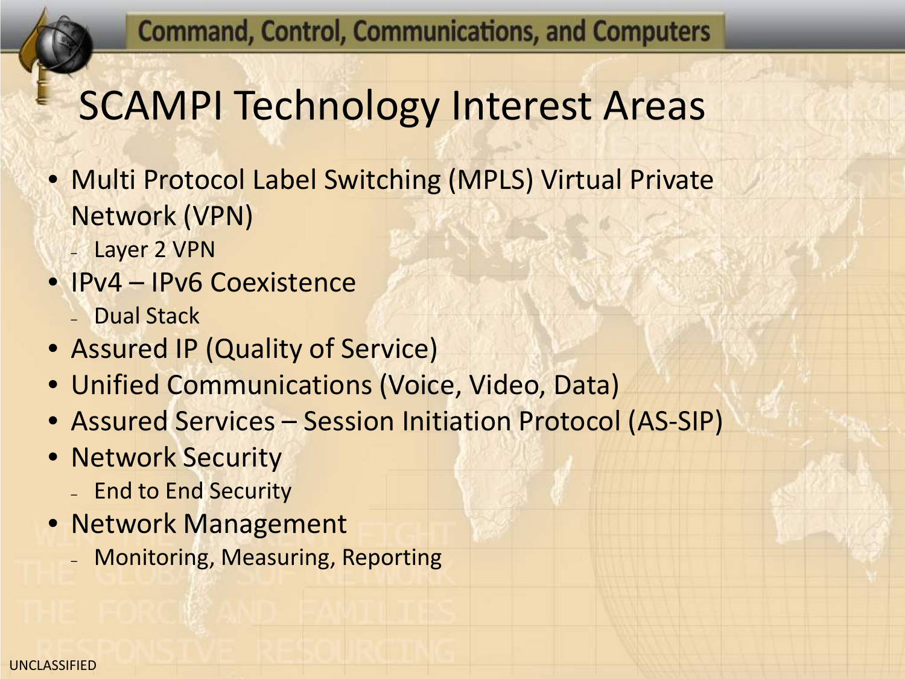# SCAMPI Technology Interest Areas

- Multi Protocol Label Switching (MPLS) Virtual Private Network (VPN)
  - Layer 2 VPN
- IPv4 – IPv6 Coexistence
  - Dual Stack
- Assured IP (Quality of Service)
- Unified Communications (Voice, Video, Data)
- Assured Services – Session Initiation Protocol (AS-SIP)
- Network Security
  - End to End Security
- Network Management
  - Monitoring, Measuring, Reporting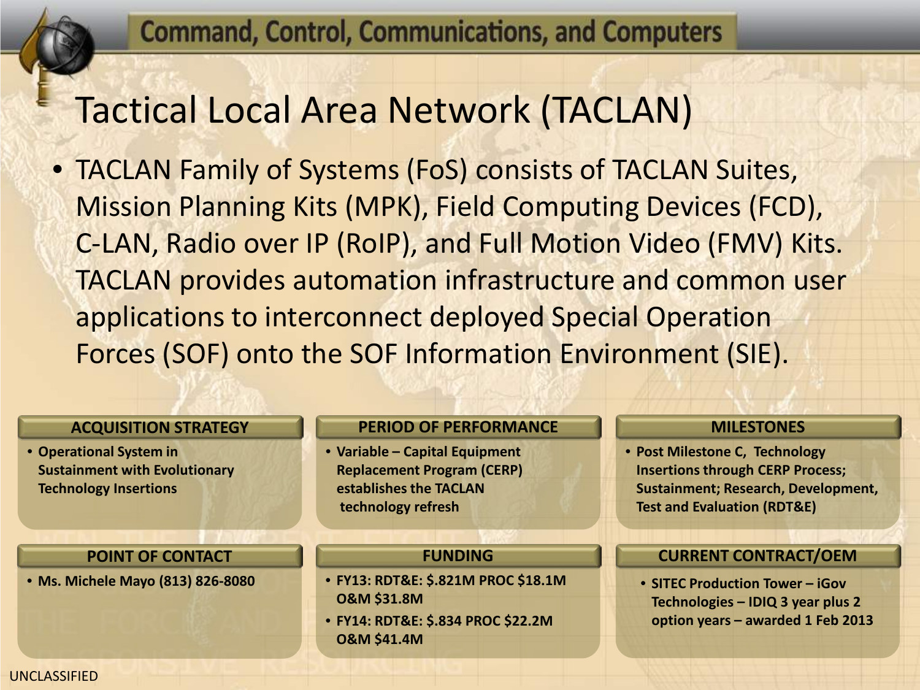## Command, Control, Communications, and Computers

# Tactical Local Area Network (TACLAN)

- TACLAN Family of Systems (FoS) consists of TACLAN Suites, Mission Planning Kits (MPK), Field Computing Devices (FCD), C-LAN, Radio over IP (RoIP), and Full Motion Video (FMV) Kits. TACLAN provides automation infrastructure and common user applications to interconnect deployed Special Operation Forces (SOF) onto the SOF Information Environment (SIE).

### ACQUISITION STRATEGY

- **Operational System in Sustainment with Evolutionary Technology Insertions**

### PERIOD OF PERFORMANCE

- **Variable – Capital Equipment Replacement Program (CERP) establishes the TACLAN technology refresh**

### MILESTONES

- **Post Milestone C, Technology Insertions through CERP Process; Sustainment; Research, Development, Test and Evaluation (RDT&E)**

### POINT OF CONTACT

- **Ms. Michele Mayo (813) 826-8080**

### FUNDING

- **FY13: RDT&E: $.821M PROC $18.1M O&M $31.8M**
- **FY14: RDT&E: $.834 PROC $22.2M O&M $41.4M**

### CURRENT CONTRACT/OEM

- **SITEC Production Tower – iGov Technologies – IDIQ 3 year plus 2 option years – awarded 1 Feb 2013**

UNCLASSIFIED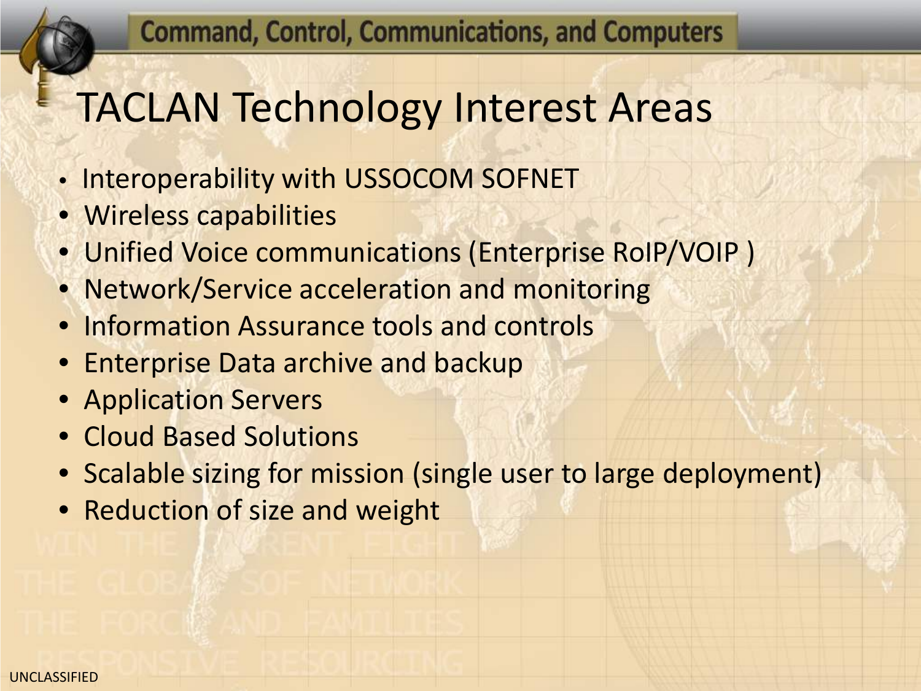# TACLAN Technology Interest Areas

- Interoperability with USSOCOM SOFNET
- Wireless capabilities
- Unified Voice communications (Enterprise RoIP/VOIP )
- Network/Service acceleration and monitoring
- Information Assurance tools and controls
- Enterprise Data archive and backup
- Application Servers
- Cloud Based Solutions
- Scalable sizing for mission (single user to large deployment)
- Reduction of size and weight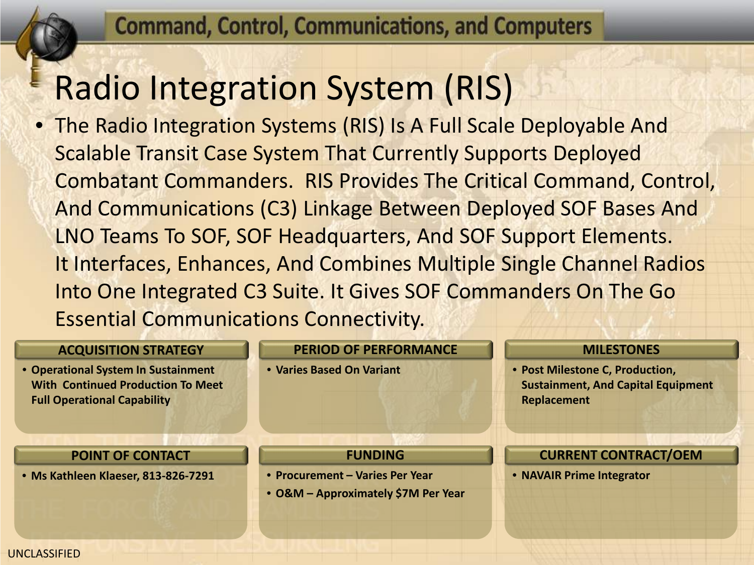# Radio Integration System (RIS)

- The Radio Integration Systems (RIS) Is A Full Scale Deployable And Scalable Transit Case System That Currently Supports Deployed Combatant Commanders. RIS Provides The Critical Command, Control, And Communications (C3) Linkage Between Deployed SOF Bases And LNO Teams To SOF, SOF Headquarters, And SOF Support Elements. It Interfaces, Enhances, And Combines Multiple Single Channel Radios Into One Integrated C3 Suite. It Gives SOF Commanders On The Go Essential Communications Connectivity.

### ACQUISITION STRATEGY

- **Operational System In Sustainment With Continued Production To Meet Full Operational Capability**

### PERIOD OF PERFORMANCE

- **Varies Based On Variant**

### MILESTONES

- **Post Milestone C, Production, Sustainment, And Capital Equipment Replacement**

### POINT OF CONTACT

- **Ms Kathleen Klaeser, 813-826-7291**

### FUNDING

- **Procurement – Varies Per Year**
- **O&M – Approximately $7M Per Year**

### CURRENT CONTRACT/OEM

- **NAVAIR Prime Integrator**

UNCLASSIFIED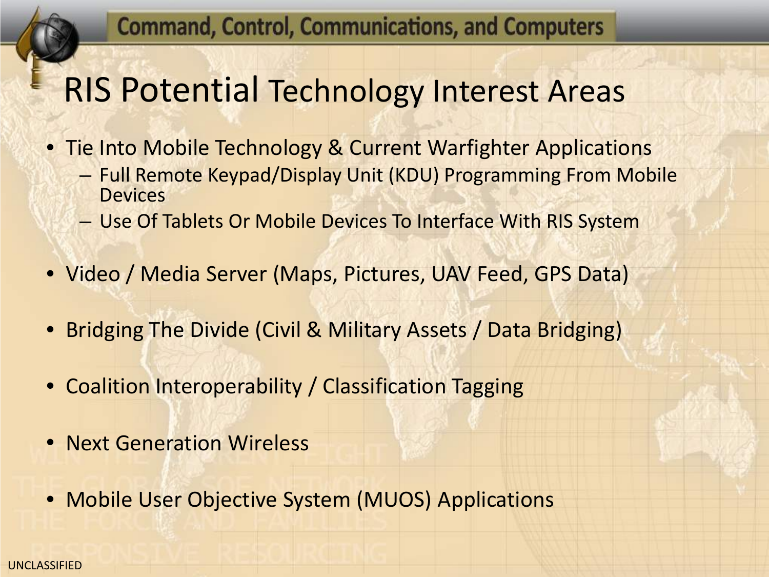# RIS Potential Technology Interest Areas

- Tie Into Mobile Technology & Current Warfighter Applications
  - Full Remote Keypad/Display Unit (KDU) Programming From Mobile Devices
  - Use Of Tablets Or Mobile Devices To Interface With RIS System
- Video / Media Server (Maps, Pictures, UAV Feed, GPS Data)
- Bridging The Divide (Civil & Military Assets / Data Bridging)
- Coalition Interoperability / Classification Tagging
- Next Generation Wireless
- Mobile User Objective System (MUOS) Applications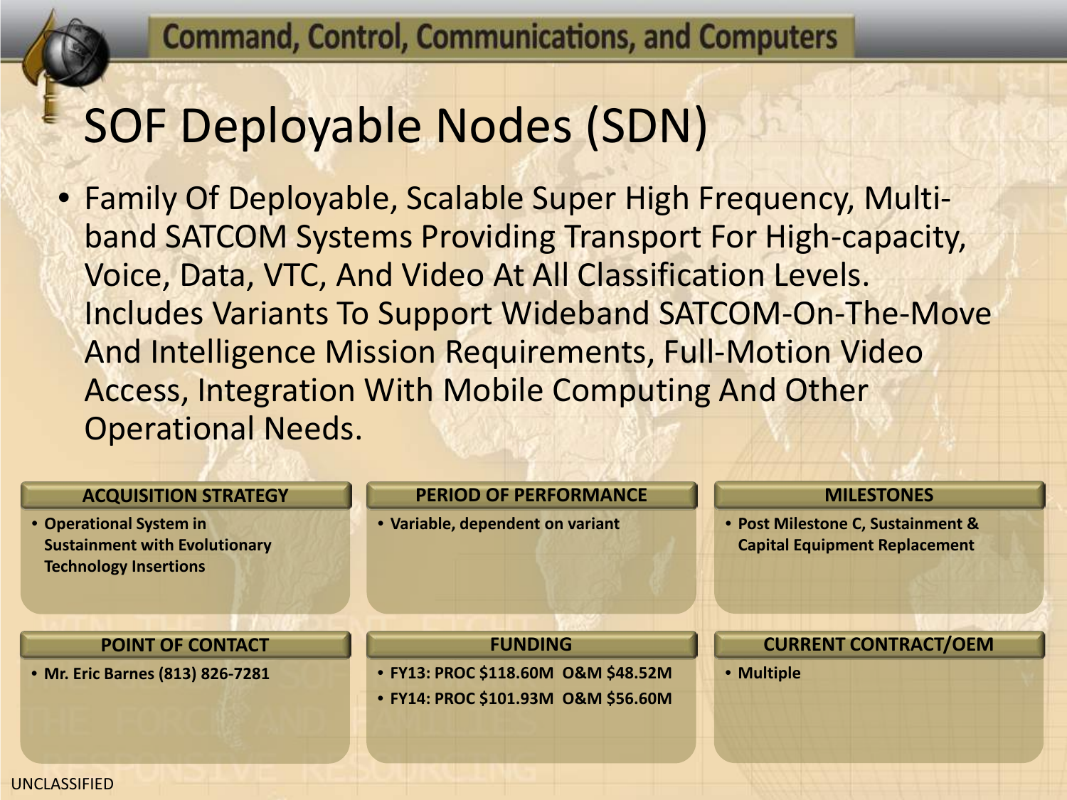# SOF Deployable Nodes (SDN)

- Family Of Deployable, Scalable Super High Frequency, Multi-band SATCOM Systems Providing Transport For High-capacity, Voice, Data, VTC, And Video At All Classification Levels. Includes Variants To Support Wideband SATCOM-On-The-Move And Intelligence Mission Requirements, Full-Motion Video Access, Integration With Mobile Computing And Other Operational Needs.

### ACQUISITION STRATEGY

- **Operational System in Sustainment with Evolutionary Technology Insertions**

### PERIOD OF PERFORMANCE

- **Variable, dependent on variant**

### MILESTONES

- **Post Milestone C, Sustainment & Capital Equipment Replacement**

### POINT OF CONTACT

- **Mr. Eric Barnes (813) 826-7281**

### FUNDING

- **FY13: PROC $118.60M O&M $48.52M**
- **FY14: PROC $101.93M O&M $56.60M**

### CURRENT CONTRACT/OEM

- **Multiple**

UNCLASSIFIED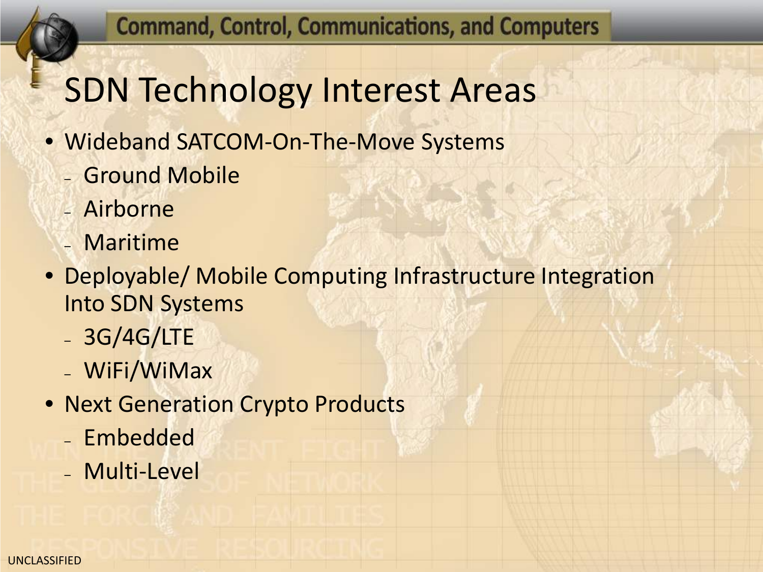# SDN Technology Interest Areas

- Wideband SATCOM-On-The-Move Systems
  - Ground Mobile
  - Airborne
  - Maritime
- Deployable/ Mobile Computing Infrastructure Integration Into SDN Systems
  - 3G/4G/LTE
  - WiFi/WiMax
- Next Generation Crypto Products
  - Embedded
  - Multi-Level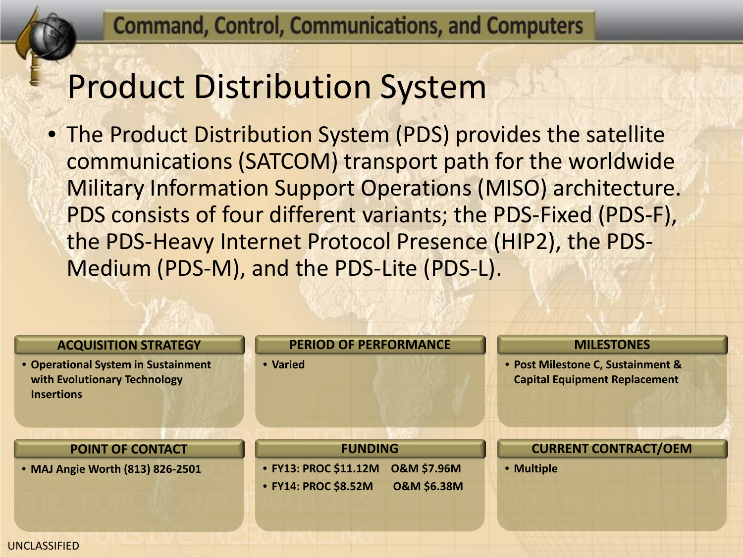Command, Control, Communications, and Computers

# Product Distribution System

- The Product Distribution System (PDS) provides the satellite communications (SATCOM) transport path for the worldwide Military Information Support Operations (MISO) architecture. PDS consists of four different variants; the PDS-Fixed (PDS-F), the PDS-Heavy Internet Protocol Presence (HIP2), the PDS-Medium (PDS-M), and the PDS-Lite (PDS-L).

**ACQUISITION STRATEGY**

- **Operational System in Sustainment with Evolutionary Technology Insertions**

**PERIOD OF PERFORMANCE**

- **Varied**

**MILESTONES**

- **Post Milestone C, Sustainment & Capital Equipment Replacement**

**POINT OF CONTACT**

- **MAJ Angie Worth (813) 826-2501**

**FUNDING**

- **FY13: PROC $11.12M O&M $7.96M**
- **FY14: PROC $8.52M O&M $6.38M**

**CURRENT CONTRACT/OEM**

- **Multiple**

UNCLASSIFIED